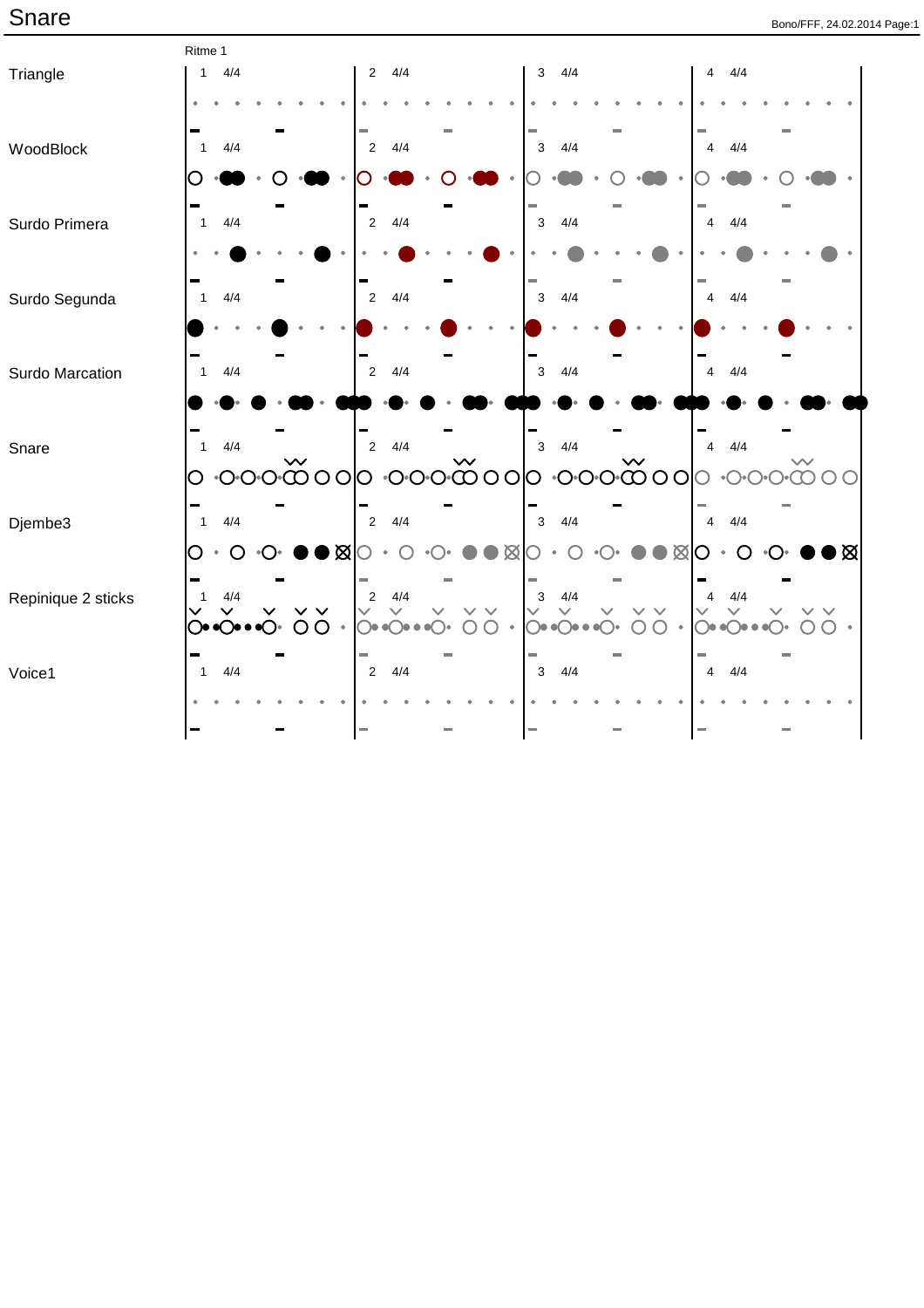# Snare

Ritme 1

Triangle

1 4/4 | 2 4/4 | 3 4/4 | 4 4/4

WoodBlock

1 4/4 | 2 4/4 | 3 4/4 | 4 4/4

Surdo Primera

1 4/4 | 2 4/4 | 3 4/4 | 4 4/4

Surdo Segunda

1 4/4 | 2 4/4 | 3 4/4 | 4 4/4

Surdo Marcation

1 4/4 | 2 4/4 | 3 4/4 | 4 4/4

Snare

1 4/4 | 2 4/4 | 3 4/4 | 4 4/4

Djembe3

1 4/4 | 2 4/4 | 3 4/4 | 4 4/4

Repinique 2 sticks

1 4/4 | 2 4/4 | 3 4/4 | 4 4/4

Voice1

1 4/4 | 2 4/4 | 3 4/4 | 4 4/4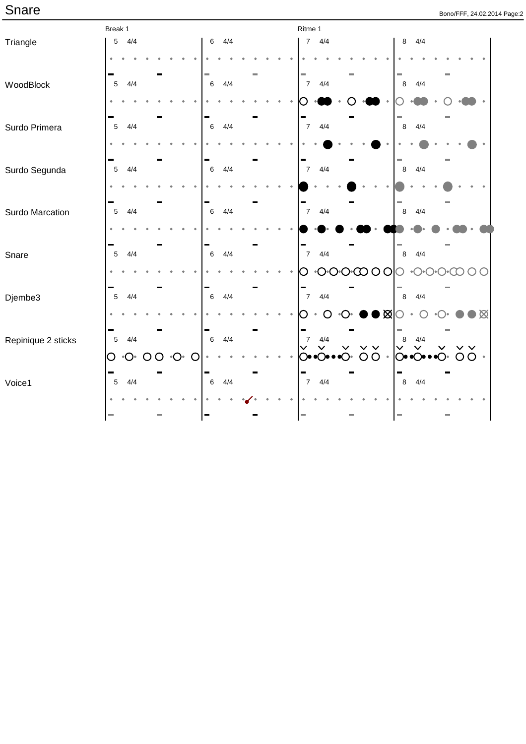# Snare

Break 1 | Ritme 1

Triangle — 5 4/4 | 6 4/4 | 7 4/4 | 8 4/4

WoodBlock — 5 4/4 | 6 4/4 | 7 4/4 | 8 4/4

Surdo Primera — 5 4/4 | 6 4/4 | 7 4/4 | 8 4/4

Surdo Segunda — 5 4/4 | 6 4/4 | 7 4/4 | 8 4/4

Surdo Marcation — 5 4/4 | 6 4/4 | 7 4/4 | 8 4/4

Snare — 5 4/4 | 6 4/4 | 7 4/4 | 8 4/4

Djembe3 — 5 4/4 | 6 4/4 | 7 4/4 | 8 4/4

Repinique 2 sticks — 5 4/4 | 6 4/4 | 7 4/4 | 8 4/4

Voice1 — 5 4/4 | 6 4/4 | 7 4/4 | 8 4/4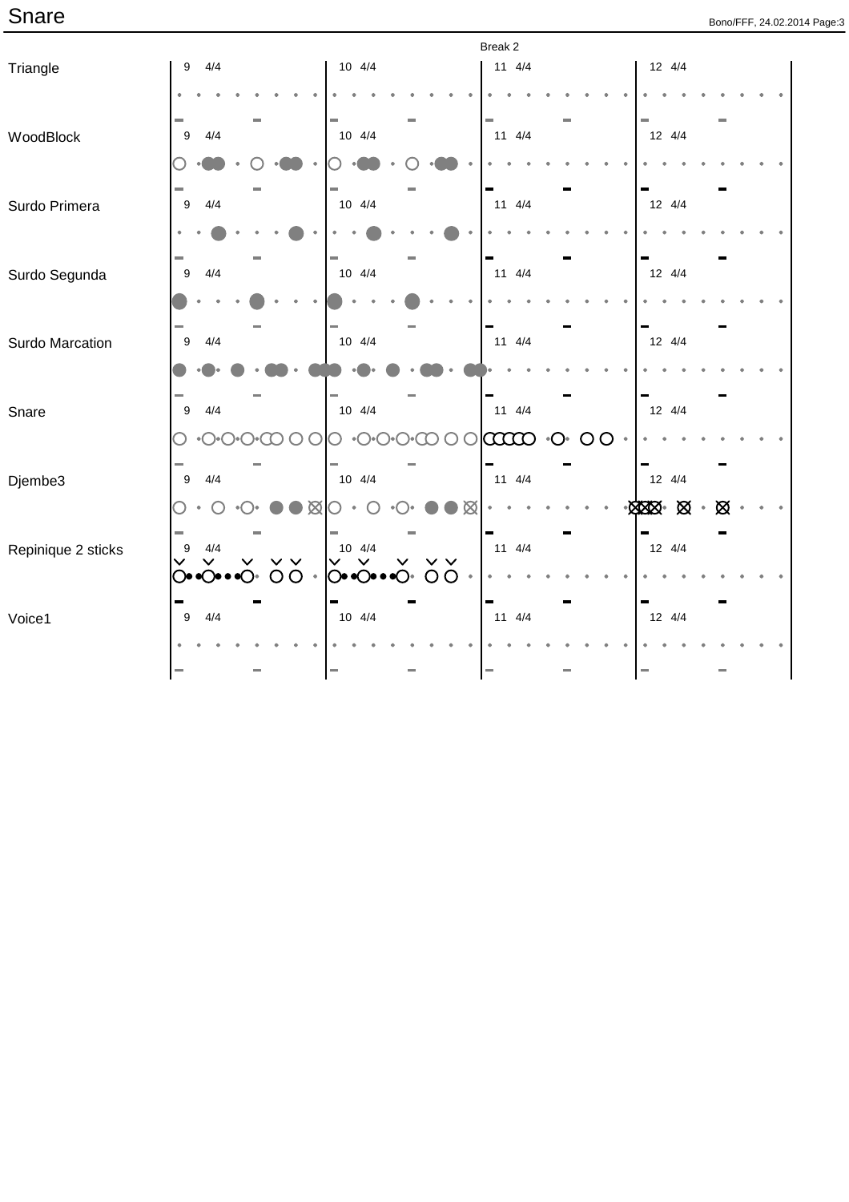# Snare

Break 2

| Instrument | 9 4/4 | 10 4/4 | 11 4/4 | 12 4/4 |
| --- | --- | --- | --- | --- |
| Triangle | | | | |
| WoodBlock | | | | |
| Surdo Primera | | | | |
| Surdo Segunda | | | | |
| Surdo Marcation | | | | |
| Snare | | | | |
| Djembe3 | | | | |
| Repinique 2 sticks | | | | |
| Voice1 | | | | |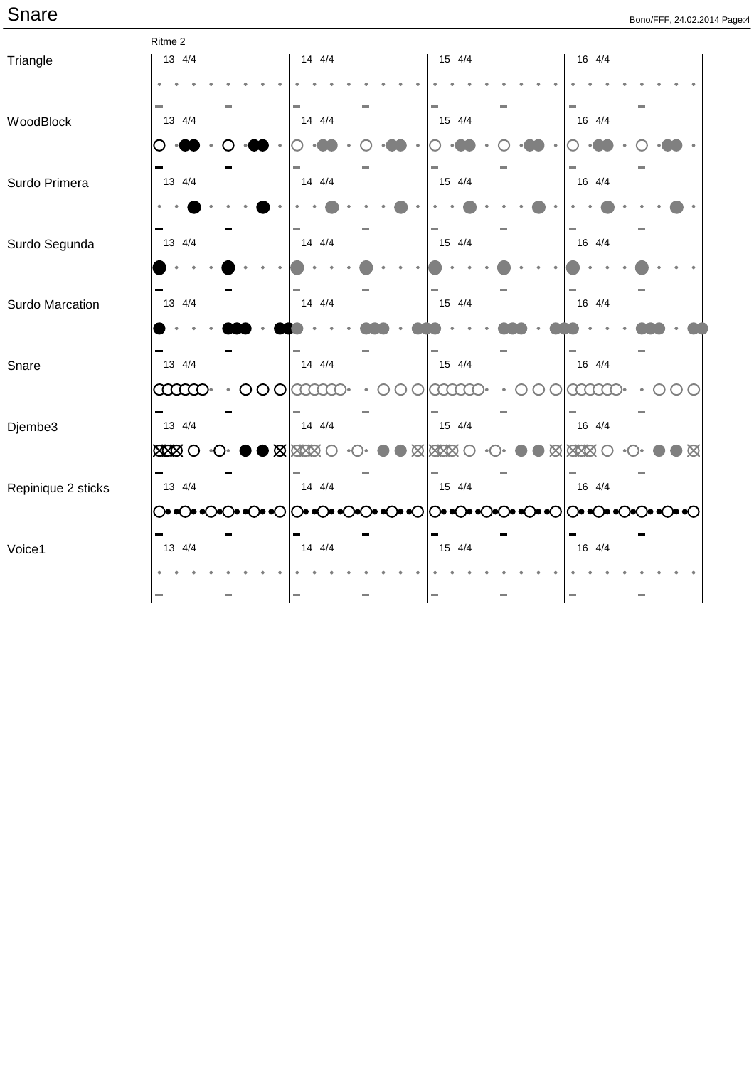# Snare

Ritme 2

Triangle — 13 4/4 — 14 4/4 — 15 4/4 — 16 4/4

WoodBlock — 13 4/4 — 14 4/4 — 15 4/4 — 16 4/4

Surdo Primera — 13 4/4 — 14 4/4 — 15 4/4 — 16 4/4

Surdo Segunda — 13 4/4 — 14 4/4 — 15 4/4 — 16 4/4

Surdo Marcation — 13 4/4 — 14 4/4 — 15 4/4 — 16 4/4

Snare — 13 4/4 — 14 4/4 — 15 4/4 — 16 4/4

Djembe3 — 13 4/4 — 14 4/4 — 15 4/4 — 16 4/4

Repinique 2 sticks — 13 4/4 — 14 4/4 — 15 4/4 — 16 4/4

Voice1 — 13 4/4 — 14 4/4 — 15 4/4 — 16 4/4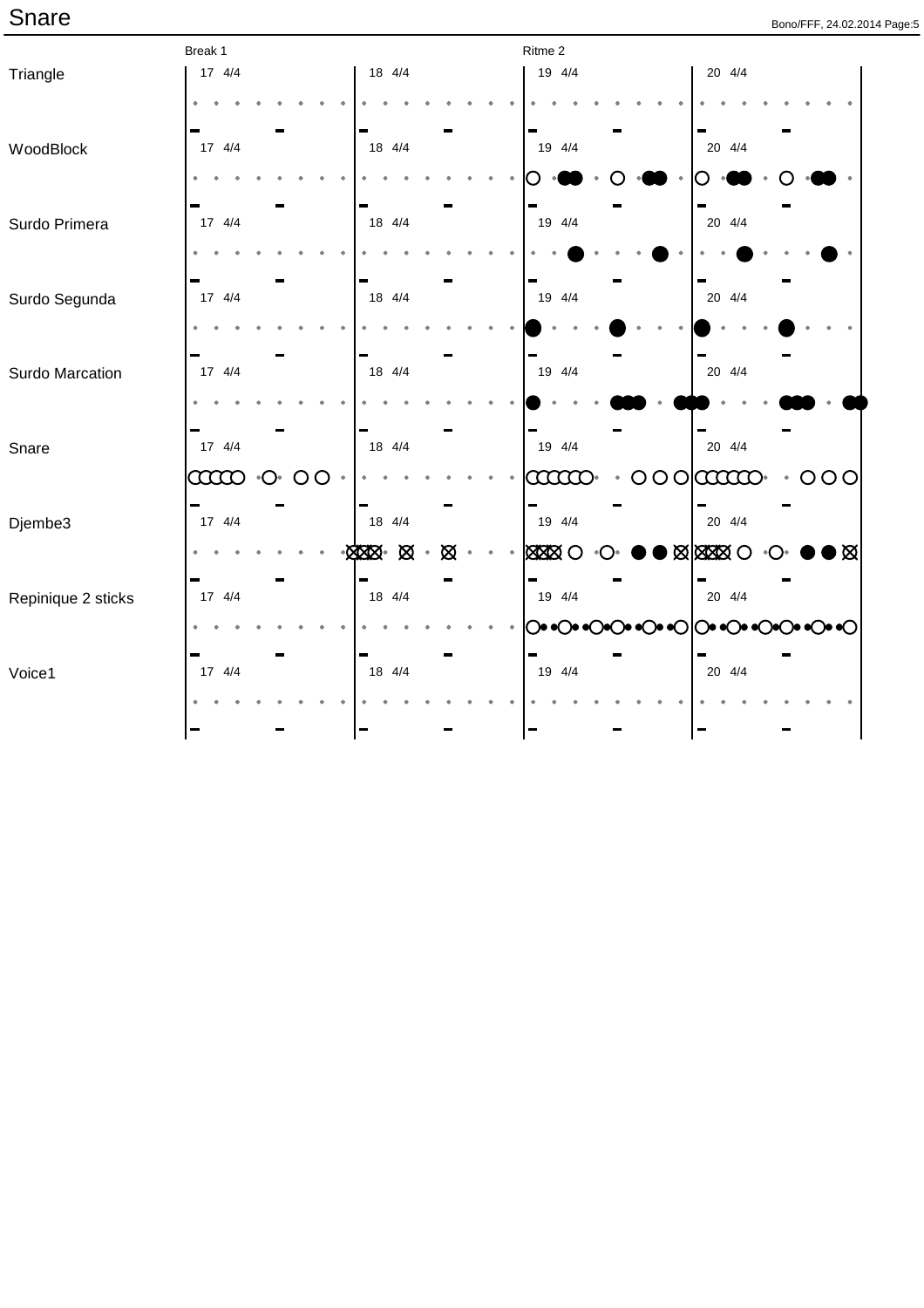# Snare

| | Break 1 | | Ritme 2 | |
|---|---|---|---|---|
| Triangle | 17 4/4 | 18 4/4 | 19 4/4 | 20 4/4 |
| WoodBlock | 17 4/4 | 18 4/4 | 19 4/4 | 20 4/4 |
| Surdo Primera | 17 4/4 | 18 4/4 | 19 4/4 | 20 4/4 |
| Surdo Segunda | 17 4/4 | 18 4/4 | 19 4/4 | 20 4/4 |
| Surdo Marcation | 17 4/4 | 18 4/4 | 19 4/4 | 20 4/4 |
| Snare | 17 4/4 | 18 4/4 | 19 4/4 | 20 4/4 |
| Djembe3 | 17 4/4 | 18 4/4 | 19 4/4 | 20 4/4 |
| Repinique 2 sticks | 17 4/4 | 18 4/4 | 19 4/4 | 20 4/4 |
| Voice1 | 17 4/4 | 18 4/4 | 19 4/4 | 20 4/4 |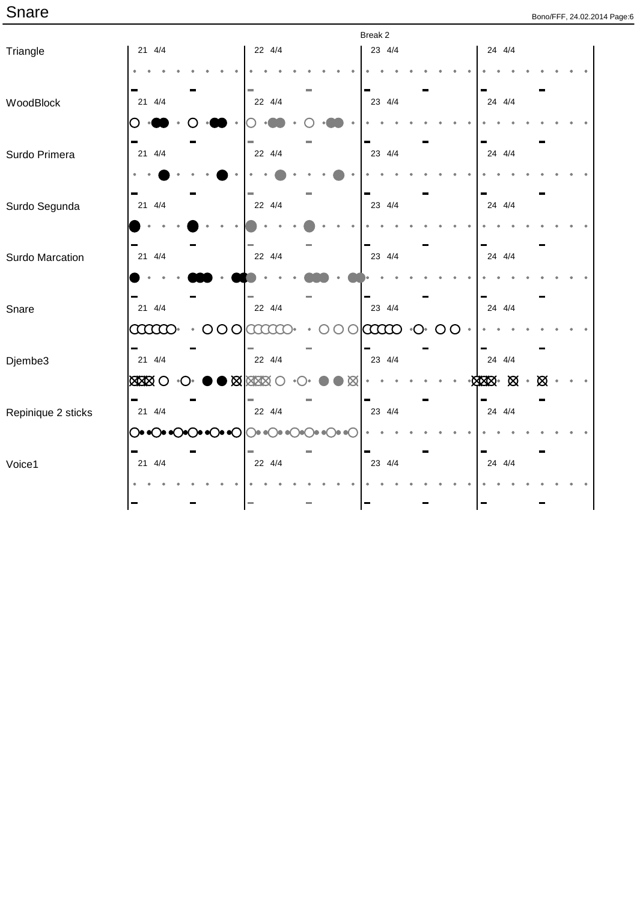# Snare

Break 2

| | | | | |
|---|---|---|---|---|
| Triangle | 21 4/4 | 22 4/4 | 23 4/4 | 24 4/4 |
| WoodBlock | 21 4/4 | 22 4/4 | 23 4/4 | 24 4/4 |
| Surdo Primera | 21 4/4 | 22 4/4 | 23 4/4 | 24 4/4 |
| Surdo Segunda | 21 4/4 | 22 4/4 | 23 4/4 | 24 4/4 |
| Surdo Marcation | 21 4/4 | 22 4/4 | 23 4/4 | 24 4/4 |
| Snare | 21 4/4 | 22 4/4 | 23 4/4 | 24 4/4 |
| Djembe3 | 21 4/4 | 22 4/4 | 23 4/4 | 24 4/4 |
| Repinique 2 sticks | 21 4/4 | 22 4/4 | 23 4/4 | 24 4/4 |
| Voice1 | 21 4/4 | 22 4/4 | 23 4/4 | 24 4/4 |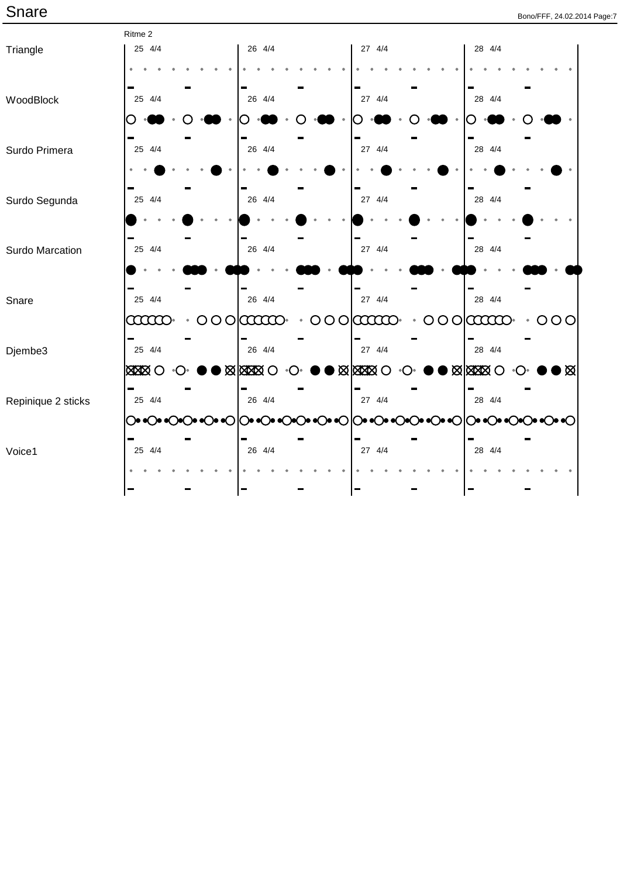# Snare

Ritme 2

| Instrument | 25 4/4 | 26 4/4 | 27 4/4 | 28 4/4 |
|---|---|---|---|---|
| Triangle | | | | |
| WoodBlock | | | | |
| Surdo Primera | | | | |
| Surdo Segunda | | | | |
| Surdo Marcation | | | | |
| Snare | | | | |
| Djembe3 | | | | |
| Repinique 2 sticks | | | | |
| Voice1 | | | | |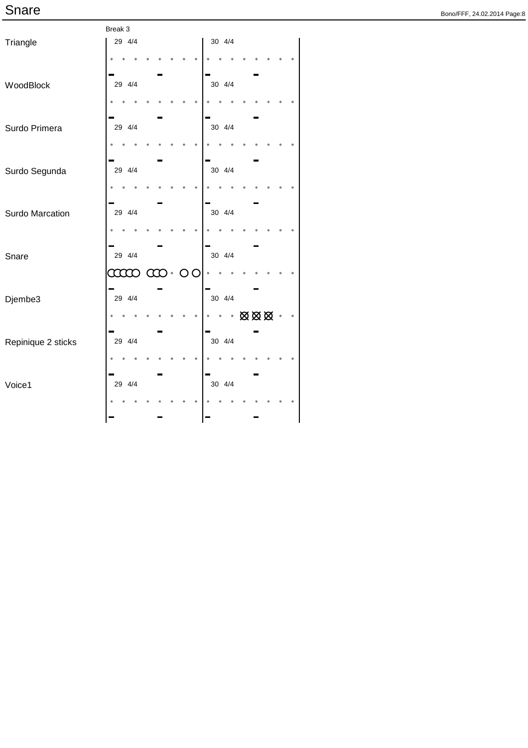# Snare

Break 3

Triangle
29 4/4
30 4/4

WoodBlock
29 4/4
30 4/4

Surdo Primera
29 4/4
30 4/4

Surdo Segunda
29 4/4
30 4/4

Surdo Marcation
29 4/4
30 4/4

Snare
29 4/4
30 4/4

Djembe3
29 4/4
30 4/4

Repinique 2 sticks
29 4/4
30 4/4

Voice1
29 4/4
30 4/4